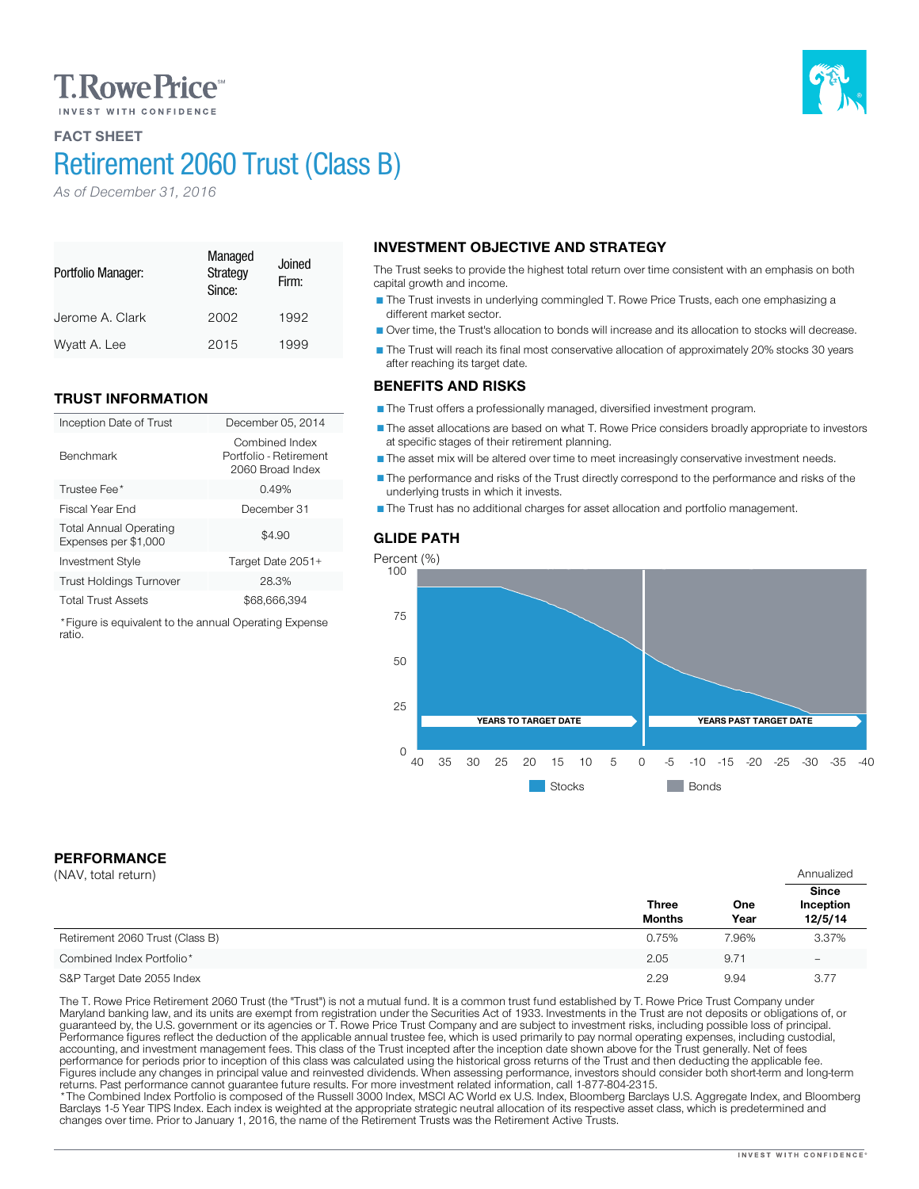T.RowePrice
INVEST WITH CONFIDENCE

## FACT SHEET

# Retirement 2060 Trust (Class B)

*As of December 31, 2016*

| Portfolio Manager: | Managed Strategy Since: | Joined Firm: |
|---|---|---|
| Jerome A. Clark | 2002 | 1992 |
| Wyatt A. Lee | 2015 | 1999 |

## TRUST INFORMATION

| | |
|---|---|
| Inception Date of Trust | December 05, 2014 |
| Benchmark | Combined Index Portfolio - Retirement 2060 Broad Index |
| Trustee Fee* | 0.49% |
| Fiscal Year End | December 31 |
| Total Annual Operating Expenses per $1,000 | $4.90 |
| Investment Style | Target Date 2051+ |
| Trust Holdings Turnover | 28.3% |
| Total Trust Assets | $68,666,394 |

*Figure is equivalent to the annual Operating Expense ratio.

## INVESTMENT OBJECTIVE AND STRATEGY

The Trust seeks to provide the highest total return over time consistent with an emphasis on both capital growth and income.

- The Trust invests in underlying commingled T. Rowe Price Trusts, each one emphasizing a different market sector.
- Over time, the Trust's allocation to bonds will increase and its allocation to stocks will decrease.
- The Trust will reach its final most conservative allocation of approximately 20% stocks 30 years after reaching its target date.

## BENEFITS AND RISKS

- The Trust offers a professionally managed, diversified investment program.
- The asset allocations are based on what T. Rowe Price considers broadly appropriate to investors at specific stages of their retirement planning.
- The asset mix will be altered over time to meet increasingly conservative investment needs.
- The performance and risks of the Trust directly correspond to the performance and risks of the underlying trusts in which it invests.
- The Trust has no additional charges for asset allocation and portfolio management.

## GLIDE PATH

Percent (%)

YEARS TO TARGET DATE | YEARS PAST TARGET DATE

40 35 30 25 20 15 10 5 0 -5 -10 -15 -20 -25 -30 -35 -40

Stocks | Bonds

## PERFORMANCE

(NAV, total return)

| | Three Months | One Year | Annualized Since Inception 12/5/14 |
|---|---|---|---|
| Retirement 2060 Trust (Class B) | 0.75% | 7.96% | 3.37% |
| Combined Index Portfolio* | 2.05 | 9.71 | – |
| S&P Target Date 2055 Index | 2.29 | 9.94 | 3.77 |

The T. Rowe Price Retirement 2060 Trust (the "Trust") is not a mutual fund. It is a common trust fund established by T. Rowe Price Trust Company under Maryland banking law, and its units are exempt from registration under the Securities Act of 1933. Investments in the Trust are not deposits or obligations of, or guaranteed by, the U.S. government or its agencies or T. Rowe Price Trust Company and are subject to investment risks, including possible loss of principal. Performance figures reflect the deduction of the applicable annual trustee fee, which is used primarily to pay normal operating expenses, including custodial, accounting, and investment management fees. This class of the Trust incepted after the inception date shown above for the Trust generally. Net of fees performance for periods prior to inception of this class was calculated using the historical gross returns of the Trust and then deducting the applicable fee. Figures include any changes in principal value and reinvested dividends. When assessing performance, investors should consider both short-term and long-term returns. Past performance cannot guarantee future results. For more investment related information, call 1-877-804-2315.

*The Combined Index Portfolio is composed of the Russell 3000 Index, MSCI AC World ex U.S. Index, Bloomberg Barclays U.S. Aggregate Index, and Bloomberg Barclays 1-5 Year TIPS Index. Each index is weighted at the appropriate strategic neutral allocation of its respective asset class, which is predetermined and changes over time. Prior to January 1, 2016, the name of the Retirement Trusts was the Retirement Active Trusts.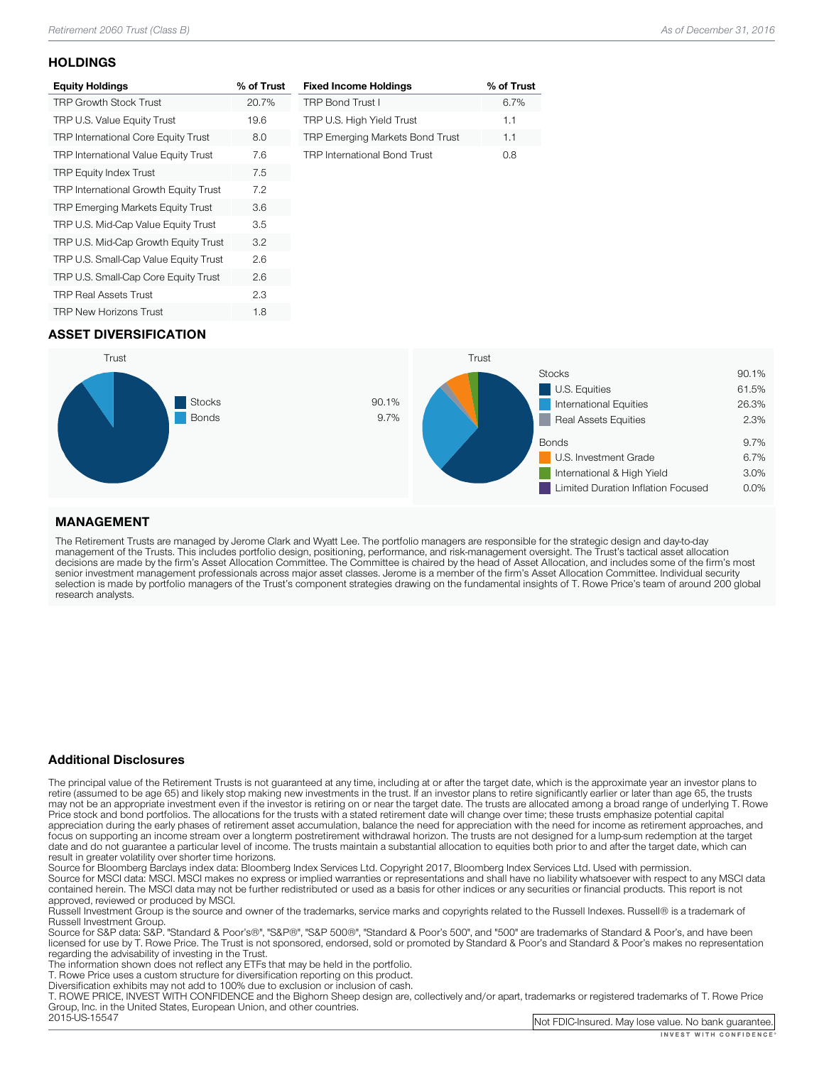## HOLDINGS

| Equity Holdings | % of Trust |
|---|---|
| TRP Growth Stock Trust | 20.7% |
| TRP U.S. Value Equity Trust | 19.6 |
| TRP International Core Equity Trust | 8.0 |
| TRP International Value Equity Trust | 7.6 |
| TRP Equity Index Trust | 7.5 |
| TRP International Growth Equity Trust | 7.2 |
| TRP Emerging Markets Equity Trust | 3.6 |
| TRP U.S. Mid-Cap Value Equity Trust | 3.5 |
| TRP U.S. Mid-Cap Growth Equity Trust | 3.2 |
| TRP U.S. Small-Cap Value Equity Trust | 2.6 |
| TRP U.S. Small-Cap Core Equity Trust | 2.6 |
| TRP Real Assets Trust | 2.3 |
| TRP New Horizons Trust | 1.8 |

| Fixed Income Holdings | % of Trust |
|---|---|
| TRP Bond Trust I | 6.7% |
| TRP U.S. High Yield Trust | 1.1 |
| TRP Emerging Markets Bond Trust | 1.1 |
| TRP International Bond Trust | 0.8 |

## ASSET DIVERSIFICATION

Trust

| | |
|---|---|
| Stocks | 90.1% |
| Bonds | 9.7% |

Trust

| | |
|---|---|
| Stocks | 90.1% |
| U.S. Equities | 61.5% |
| International Equities | 26.3% |
| Real Assets Equities | 2.3% |
| Bonds | 9.7% |
| U.S. Investment Grade | 6.7% |
| International & High Yield | 3.0% |
| Limited Duration Inflation Focused | 0.0% |

## MANAGEMENT

The Retirement Trusts are managed by Jerome Clark and Wyatt Lee. The portfolio managers are responsible for the strategic design and day-to-day management of the Trusts. This includes portfolio design, positioning, performance, and risk-management oversight. The Trust's tactical asset allocation decisions are made by the firm's Asset Allocation Committee. The Committee is chaired by the head of Asset Allocation, and includes some of the firm's most senior investment management professionals across major asset classes. Jerome is a member of the firm's Asset Allocation Committee. Individual security selection is made by portfolio managers of the Trust's component strategies drawing on the fundamental insights of T. Rowe Price's team of around 200 global research analysts.

## Additional Disclosures

The principal value of the Retirement Trusts is not guaranteed at any time, including at or after the target date, which is the approximate year an investor plans to retire (assumed to be age 65) and likely stop making new investments in the trust. If an investor plans to retire significantly earlier or later than age 65, the trusts may not be an appropriate investment even if the investor is retiring on or near the target date. The trusts are allocated among a broad range of underlying T. Rowe Price stock and bond portfolios. The allocations for the trusts with a stated retirement date will change over time; these trusts emphasize potential capital appreciation during the early phases of retirement asset accumulation, balance the need for appreciation with the need for income as retirement approaches, and focus on supporting an income stream over a longterm postretirement withdrawal horizon. The trusts are not designed for a lump-sum redemption at the target date and do not guarantee a particular level of income. The trusts maintain a substantial allocation to equities both prior to and after the target date, which can result in greater volatility over shorter time horizons.
Source for Bloomberg Barclays index data: Bloomberg Index Services Ltd. Copyright 2017, Bloomberg Index Services Ltd. Used with permission.
Source for MSCI data: MSCI. MSCI makes no express or implied warranties or representations and shall have no liability whatsoever with respect to any MSCI data contained herein. The MSCI data may not be further redistributed or used as a basis for other indices or any securities or financial products. This report is not approved, reviewed or produced by MSCI.
Russell Investment Group is the source and owner of the trademarks, service marks and copyrights related to the Russell Indexes. Russell® is a trademark of Russell Investment Group.
Source for S&P data: S&P. "Standard & Poor's®", "S&P®", "S&P 500®", "Standard & Poor's 500", and "500" are trademarks of Standard & Poor's, and have been licensed for use by T. Rowe Price. The Trust is not sponsored, endorsed, sold or promoted by Standard & Poor's and Standard & Poor's makes no representation regarding the advisability of investing in the Trust.
The information shown does not reflect any ETFs that may be held in the portfolio.
T. Rowe Price uses a custom structure for diversification reporting on this product.
Diversification exhibits may not add to 100% due to exclusion or inclusion of cash.
T. ROWE PRICE, INVEST WITH CONFIDENCE and the Bighorn Sheep design are, collectively and/or apart, trademarks or registered trademarks of T. Rowe Price Group, Inc. in the United States, European Union, and other countries.
2015-US-15547

Not FDIC-Insured. May lose value. No bank guarantee.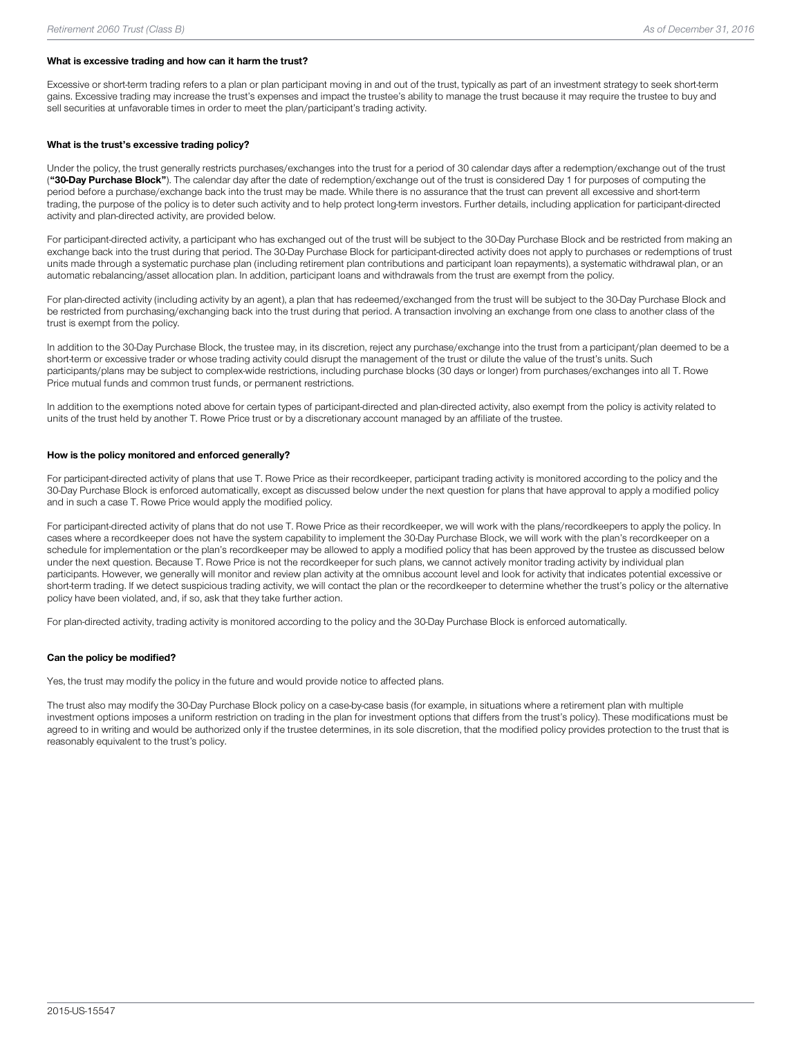**What is excessive trading and how can it harm the trust?**

Excessive or short-term trading refers to a plan or plan participant moving in and out of the trust, typically as part of an investment strategy to seek short-term gains. Excessive trading may increase the trust's expenses and impact the trustee's ability to manage the trust because it may require the trustee to buy and sell securities at unfavorable times in order to meet the plan/participant's trading activity.

**What is the trust's excessive trading policy?**

Under the policy, the trust generally restricts purchases/exchanges into the trust for a period of 30 calendar days after a redemption/exchange out of the trust (**"30-Day Purchase Block"**). The calendar day after the date of redemption/exchange out of the trust is considered Day 1 for purposes of computing the period before a purchase/exchange back into the trust may be made. While there is no assurance that the trust can prevent all excessive and short-term trading, the purpose of the policy is to deter such activity and to help protect long-term investors. Further details, including application for participant-directed activity and plan-directed activity, are provided below.

For participant-directed activity, a participant who has exchanged out of the trust will be subject to the 30-Day Purchase Block and be restricted from making an exchange back into the trust during that period. The 30-Day Purchase Block for participant-directed activity does not apply to purchases or redemptions of trust units made through a systematic purchase plan (including retirement plan contributions and participant loan repayments), a systematic withdrawal plan, or an automatic rebalancing/asset allocation plan. In addition, participant loans and withdrawals from the trust are exempt from the policy.

For plan-directed activity (including activity by an agent), a plan that has redeemed/exchanged from the trust will be subject to the 30-Day Purchase Block and be restricted from purchasing/exchanging back into the trust during that period. A transaction involving an exchange from one class to another class of the trust is exempt from the policy.

In addition to the 30-Day Purchase Block, the trustee may, in its discretion, reject any purchase/exchange into the trust from a participant/plan deemed to be a short-term or excessive trader or whose trading activity could disrupt the management of the trust or dilute the value of the trust's units. Such participants/plans may be subject to complex-wide restrictions, including purchase blocks (30 days or longer) from purchases/exchanges into all T. Rowe Price mutual funds and common trust funds, or permanent restrictions.

In addition to the exemptions noted above for certain types of participant-directed and plan-directed activity, also exempt from the policy is activity related to units of the trust held by another T. Rowe Price trust or by a discretionary account managed by an affiliate of the trustee.

**How is the policy monitored and enforced generally?**

For participant-directed activity of plans that use T. Rowe Price as their recordkeeper, participant trading activity is monitored according to the policy and the 30-Day Purchase Block is enforced automatically, except as discussed below under the next question for plans that have approval to apply a modified policy and in such a case T. Rowe Price would apply the modified policy.

For participant-directed activity of plans that do not use T. Rowe Price as their recordkeeper, we will work with the plans/recordkeepers to apply the policy. In cases where a recordkeeper does not have the system capability to implement the 30-Day Purchase Block, we will work with the plan's recordkeeper on a schedule for implementation or the plan's recordkeeper may be allowed to apply a modified policy that has been approved by the trustee as discussed below under the next question. Because T. Rowe Price is not the recordkeeper for such plans, we cannot actively monitor trading activity by individual plan participants. However, we generally will monitor and review plan activity at the omnibus account level and look for activity that indicates potential excessive or short-term trading. If we detect suspicious trading activity, we will contact the plan or the recordkeeper to determine whether the trust's policy or the alternative policy have been violated, and, if so, ask that they take further action.

For plan-directed activity, trading activity is monitored according to the policy and the 30-Day Purchase Block is enforced automatically.

**Can the policy be modified?**

Yes, the trust may modify the policy in the future and would provide notice to affected plans.

The trust also may modify the 30-Day Purchase Block policy on a case-by-case basis (for example, in situations where a retirement plan with multiple investment options imposes a uniform restriction on trading in the plan for investment options that differs from the trust's policy). These modifications must be agreed to in writing and would be authorized only if the trustee determines, in its sole discretion, that the modified policy provides protection to the trust that is reasonably equivalent to the trust's policy.

2015-US-15547